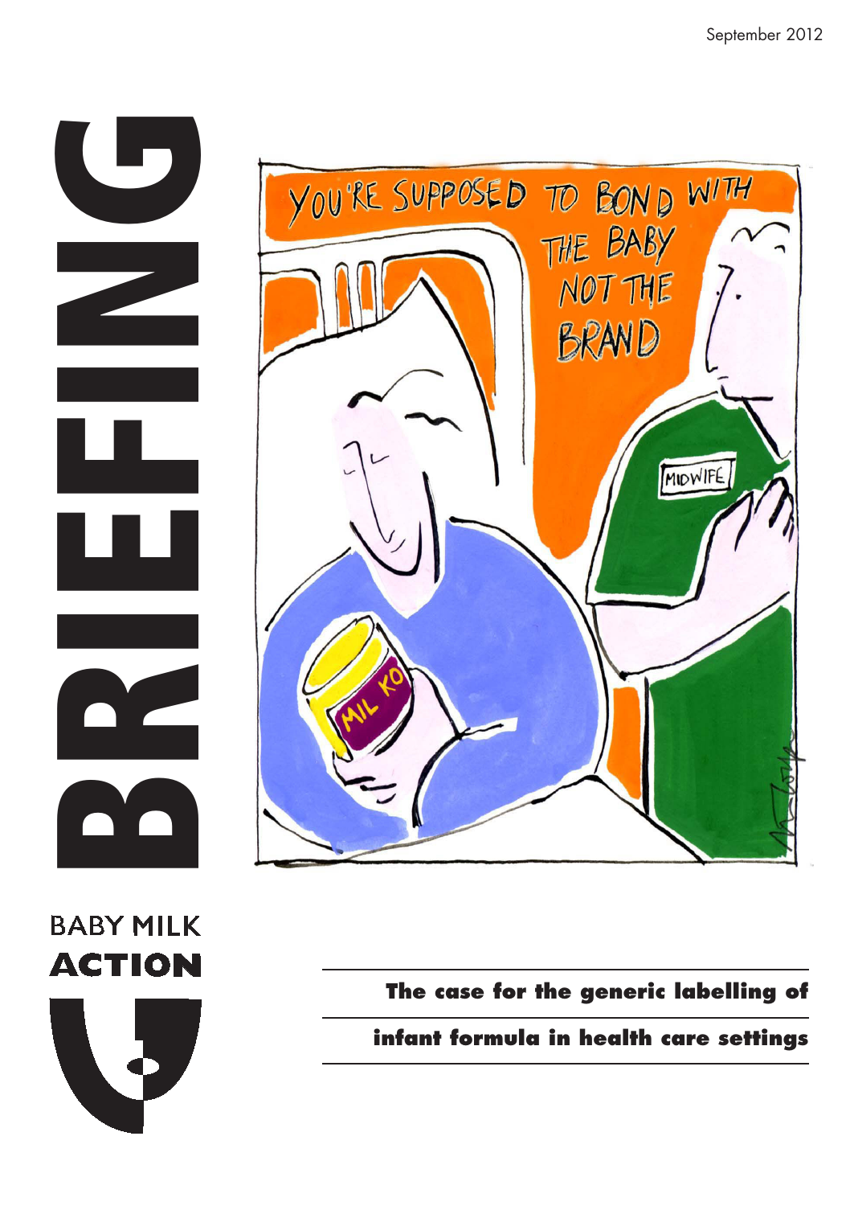September 2012

# BRIEFING

BABY MILK
**ACTION**

**The case for the generic labelling of infant formula in health care settings**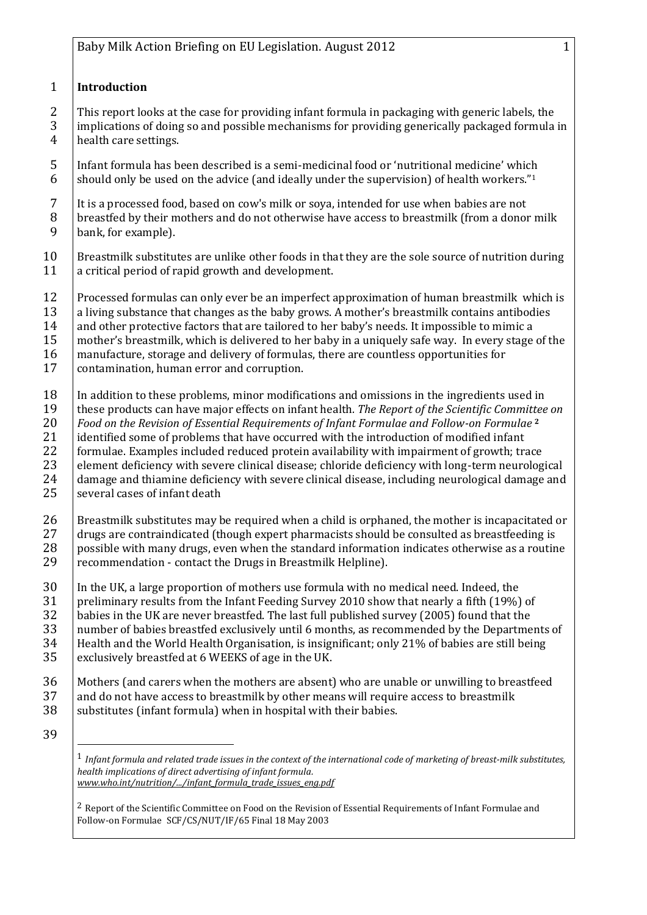**Introduction**

This report looks at the case for providing infant formula in packaging with generic labels, the implications of doing so and possible mechanisms for providing generically packaged formula in health care settings.

Infant formula has been described is a semi-medicinal food or 'nutritional medicine' which should only be used on the advice (and ideally under the supervision) of health workers."[1]

It is a processed food, based on cow's milk or soya, intended for use when babies are not breastfed by their mothers and do not otherwise have access to breastmilk (from a donor milk bank, for example).

Breastmilk substitutes are unlike other foods in that they are the sole source of nutrition during a critical period of rapid growth and development.

Processed formulas can only ever be an imperfect approximation of human breastmilk which is a living substance that changes as the baby grows. A mother's breastmilk contains antibodies and other protective factors that are tailored to her baby's needs. It impossible to mimic a mother's breastmilk, which is delivered to her baby in a uniquely safe way. In every stage of the manufacture, storage and delivery of formulas, there are countless opportunities for contamination, human error and corruption.

In addition to these problems, minor modifications and omissions in the ingredients used in these products can have major effects on infant health. *The Report of the Scientific Committee on Food on the Revision of Essential Requirements of Infant Formulae and Follow-on Formulae* [2] identified some of problems that have occurred with the introduction of modified infant formulae. Examples included reduced protein availability with impairment of growth; trace element deficiency with severe clinical disease; chloride deficiency with long-term neurological damage and thiamine deficiency with severe clinical disease, including neurological damage and several cases of infant death

Breastmilk substitutes may be required when a child is orphaned, the mother is incapacitated or drugs are contraindicated (though expert pharmacists should be consulted as breastfeeding is possible with many drugs, even when the standard information indicates otherwise as a routine recommendation - contact the Drugs in Breastmilk Helpline).

In the UK, a large proportion of mothers use formula with no medical need. Indeed, the preliminary results from the Infant Feeding Survey 2010 show that nearly a fifth (19%) of babies in the UK are never breastfed. The last full published survey (2005) found that the number of babies breastfed exclusively until 6 months, as recommended by the Departments of Health and the World Health Organisation, is insignificant; only 21% of babies are still being exclusively breastfed at 6 WEEKS of age in the UK.

Mothers (and carers when the mothers are absent) who are unable or unwilling to breastfeed and do not have access to breastmilk by other means will require access to breastmilk substitutes (infant formula) when in hospital with their babies.

---

[1] *Infant formula and related trade issues in the context of the international code of marketing of breast-milk substitutes, health implications of direct advertising of infant formula.* *www.who.int/nutrition/.../infant_formula_trade_issues_eng.pdf*

[2] Report of the Scientific Committee on Food on the Revision of Essential Requirements of Infant Formulae and Follow-on Formulae SCF/CS/NUT/IF/65 Final 18 May 2003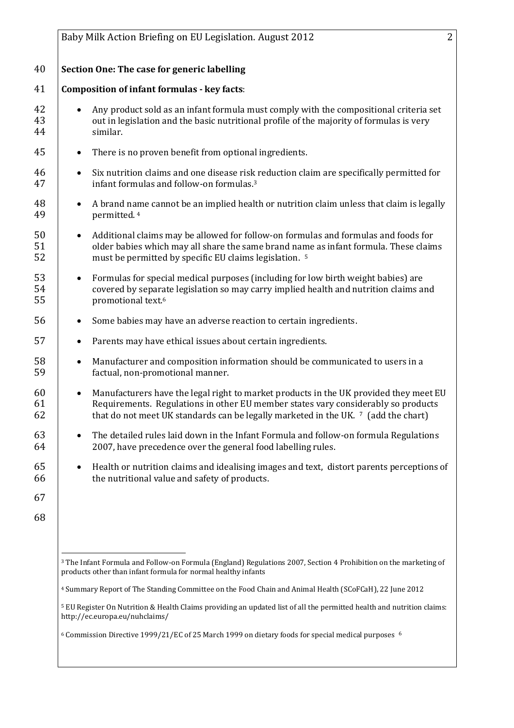**Section One: The case for generic labelling**

**Composition of infant formulas - key facts**:

- Any product sold as an infant formula must comply with the compositional criteria set out in legislation and the basic nutritional profile of the majority of formulas is very similar.
- There is no proven benefit from optional ingredients.
- Six nutrition claims and one disease risk reduction claim are specifically permitted for infant formulas and follow-on formulas.[3]
- A brand name cannot be an implied health or nutrition claim unless that claim is legally permitted. [4]
- Additional claims may be allowed for follow-on formulas and formulas and foods for older babies which may all share the same brand name as infant formula. These claims must be permitted by specific EU claims legislation. [5]
- Formulas for special medical purposes (including for low birth weight babies) are covered by separate legislation so may carry implied health and nutrition claims and promotional text.[6]
- Some babies may have an adverse reaction to certain ingredients.
- Parents may have ethical issues about certain ingredients.
- Manufacturer and composition information should be communicated to users in a factual, non-promotional manner.
- Manufacturers have the legal right to market products in the UK provided they meet EU Requirements. Regulations in other EU member states vary considerably so products that do not meet UK standards can be legally marketed in the UK. [7] (add the chart)
- The detailed rules laid down in the Infant Formula and follow-on formula Regulations 2007, have precedence over the general food labelling rules.
- Health or nutrition claims and idealising images and text, distort parents perceptions of the nutritional value and safety of products.

---

[3] The Infant Formula and Follow-on Formula (England) Regulations 2007, Section 4 Prohibition on the marketing of products other than infant formula for normal healthy infants

[4] Summary Report of The Standing Committee on the Food Chain and Animal Health (SCoFCaH), 22 June 2012

[5] EU Register On Nutrition & Health Claims providing an updated list of all the permitted health and nutrition claims: http://ec.europa.eu/nuhclaims/

[6] Commission Directive 1999/21/EC of 25 March 1999 on dietary foods for special medical purposes [6]